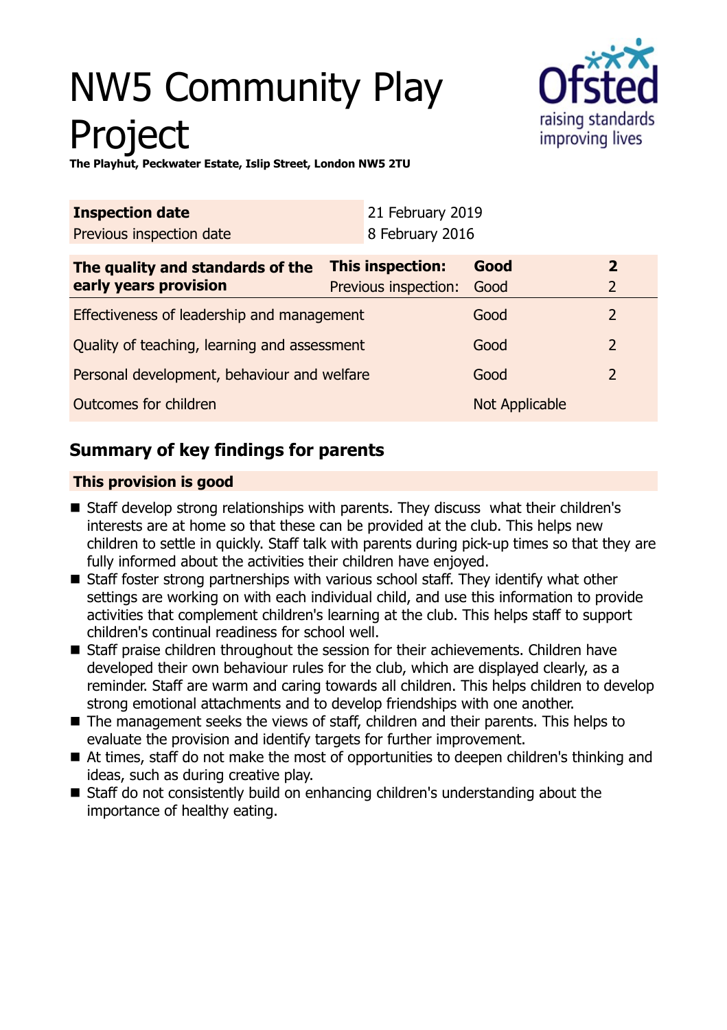# NW5 Community Play Project

**The Playhut, Peckwater Estate, Islip Street, London NW5 2TU**

| **Inspection date** | 21 February 2019 |
|---|---|
| Previous inspection date | 8 February 2016 |

| **The quality and standards of the early years provision** | **This inspection:** | **Good** | **2** |
|---|---|---|---|
| | Previous inspection: | Good | 2 |
| Effectiveness of leadership and management | | Good | 2 |
| Quality of teaching, learning and assessment | | Good | 2 |
| Personal development, behaviour and welfare | | Good | 2 |
| Outcomes for children | | Not Applicable | |

## Summary of key findings for parents

**This provision is good**

- Staff develop strong relationships with parents. They discuss what their children's interests are at home so that these can be provided at the club. This helps new children to settle in quickly. Staff talk with parents during pick-up times so that they are fully informed about the activities their children have enjoyed.
- Staff foster strong partnerships with various school staff. They identify what other settings are working on with each individual child, and use this information to provide activities that complement children's learning at the club. This helps staff to support children's continual readiness for school well.
- Staff praise children throughout the session for their achievements. Children have developed their own behaviour rules for the club, which are displayed clearly, as a reminder. Staff are warm and caring towards all children. This helps children to develop strong emotional attachments and to develop friendships with one another.
- The management seeks the views of staff, children and their parents. This helps to evaluate the provision and identify targets for further improvement.
- At times, staff do not make the most of opportunities to deepen children's thinking and ideas, such as during creative play.
- Staff do not consistently build on enhancing children's understanding about the importance of healthy eating.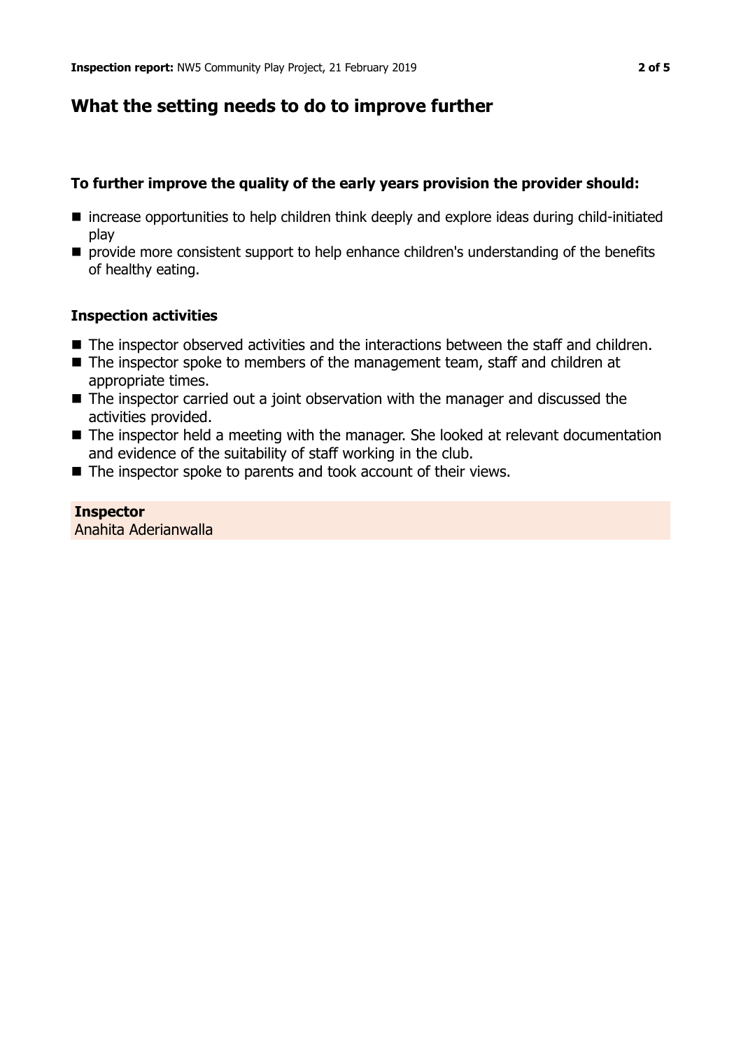## What the setting needs to do to improve further

### To further improve the quality of the early years provision the provider should:

- increase opportunities to help children think deeply and explore ideas during child-initiated play
- provide more consistent support to help enhance children's understanding of the benefits of healthy eating.

### Inspection activities

- The inspector observed activities and the interactions between the staff and children.
- The inspector spoke to members of the management team, staff and children at appropriate times.
- The inspector carried out a joint observation with the manager and discussed the activities provided.
- The inspector held a meeting with the manager. She looked at relevant documentation and evidence of the suitability of staff working in the club.
- The inspector spoke to parents and took account of their views.

**Inspector**
Anahita Aderianwalla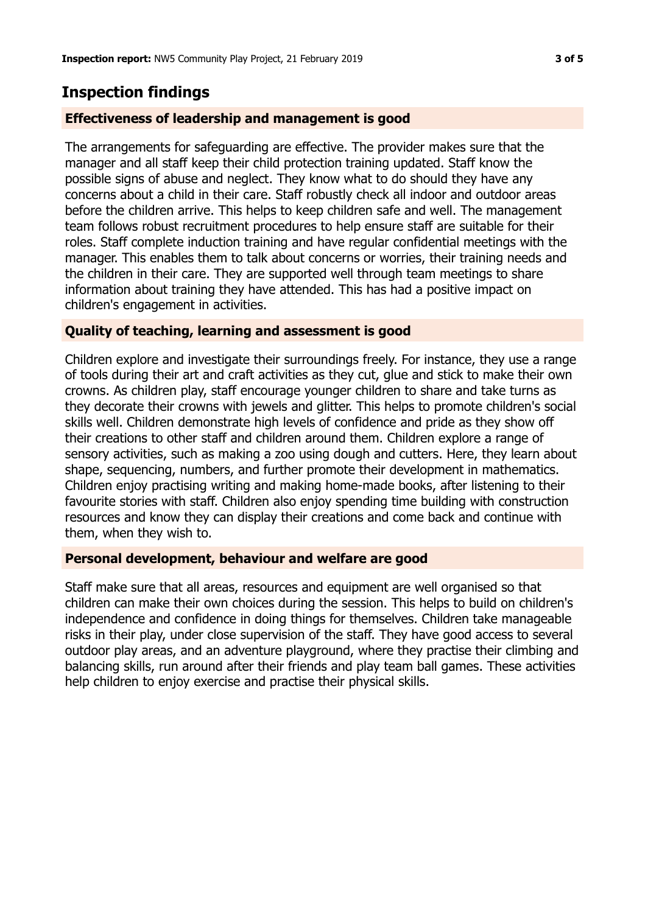## Inspection findings

### Effectiveness of leadership and management is good

The arrangements for safeguarding are effective. The provider makes sure that the manager and all staff keep their child protection training updated. Staff know the possible signs of abuse and neglect. They know what to do should they have any concerns about a child in their care. Staff robustly check all indoor and outdoor areas before the children arrive. This helps to keep children safe and well. The management team follows robust recruitment procedures to help ensure staff are suitable for their roles. Staff complete induction training and have regular confidential meetings with the manager. This enables them to talk about concerns or worries, their training needs and the children in their care. They are supported well through team meetings to share information about training they have attended. This has had a positive impact on children's engagement in activities.

### Quality of teaching, learning and assessment is good

Children explore and investigate their surroundings freely. For instance, they use a range of tools during their art and craft activities as they cut, glue and stick to make their own crowns. As children play, staff encourage younger children to share and take turns as they decorate their crowns with jewels and glitter. This helps to promote children's social skills well. Children demonstrate high levels of confidence and pride as they show off their creations to other staff and children around them. Children explore a range of sensory activities, such as making a zoo using dough and cutters. Here, they learn about shape, sequencing, numbers, and further promote their development in mathematics. Children enjoy practising writing and making home-made books, after listening to their favourite stories with staff. Children also enjoy spending time building with construction resources and know they can display their creations and come back and continue with them, when they wish to.

### Personal development, behaviour and welfare are good

Staff make sure that all areas, resources and equipment are well organised so that children can make their own choices during the session. This helps to build on children's independence and confidence in doing things for themselves. Children take manageable risks in their play, under close supervision of the staff. They have good access to several outdoor play areas, and an adventure playground, where they practise their climbing and balancing skills, run around after their friends and play team ball games. These activities help children to enjoy exercise and practise their physical skills.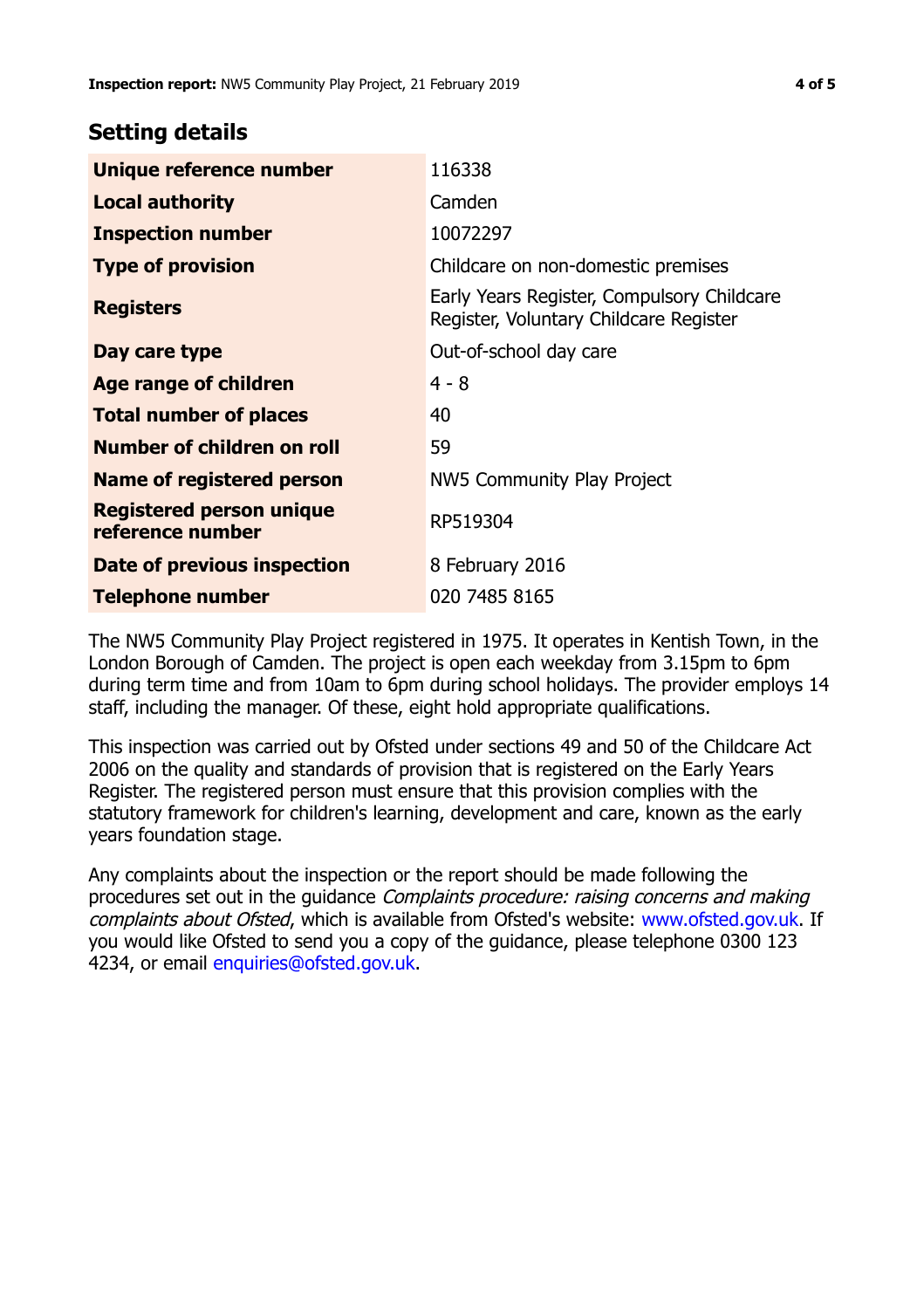## Setting details

| | |
|---|---|
| **Unique reference number** | 116338 |
| **Local authority** | Camden |
| **Inspection number** | 10072297 |
| **Type of provision** | Childcare on non-domestic premises |
| **Registers** | Early Years Register, Compulsory Childcare Register, Voluntary Childcare Register |
| **Day care type** | Out-of-school day care |
| **Age range of children** | 4 - 8 |
| **Total number of places** | 40 |
| **Number of children on roll** | 59 |
| **Name of registered person** | NW5 Community Play Project |
| **Registered person unique reference number** | RP519304 |
| **Date of previous inspection** | 8 February 2016 |
| **Telephone number** | 020 7485 8165 |

The NW5 Community Play Project registered in 1975. It operates in Kentish Town, in the London Borough of Camden. The project is open each weekday from 3.15pm to 6pm during term time and from 10am to 6pm during school holidays. The provider employs 14 staff, including the manager. Of these, eight hold appropriate qualifications.

This inspection was carried out by Ofsted under sections 49 and 50 of the Childcare Act 2006 on the quality and standards of provision that is registered on the Early Years Register. The registered person must ensure that this provision complies with the statutory framework for children's learning, development and care, known as the early years foundation stage.

Any complaints about the inspection or the report should be made following the procedures set out in the guidance *Complaints procedure: raising concerns and making complaints about Ofsted*, which is available from Ofsted's website: www.ofsted.gov.uk. If you would like Ofsted to send you a copy of the guidance, please telephone 0300 123 4234, or email enquiries@ofsted.gov.uk.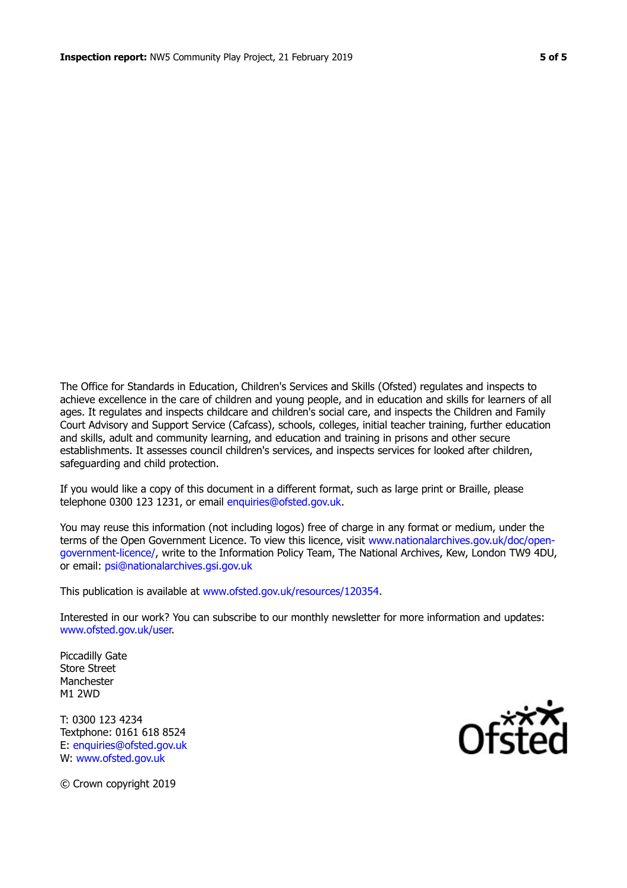The Office for Standards in Education, Children's Services and Skills (Ofsted) regulates and inspects to achieve excellence in the care of children and young people, and in education and skills for learners of all ages. It regulates and inspects childcare and children's social care, and inspects the Children and Family Court Advisory and Support Service (Cafcass), schools, colleges, initial teacher training, further education and skills, adult and community learning, and education and training in prisons and other secure establishments. It assesses council children's services, and inspects services for looked after children, safeguarding and child protection.

If you would like a copy of this document in a different format, such as large print or Braille, please telephone 0300 123 1231, or email enquiries@ofsted.gov.uk.

You may reuse this information (not including logos) free of charge in any format or medium, under the terms of the Open Government Licence. To view this licence, visit www.nationalarchives.gov.uk/doc/open-government-licence/, write to the Information Policy Team, The National Archives, Kew, London TW9 4DU, or email: psi@nationalarchives.gsi.gov.uk

This publication is available at www.ofsted.gov.uk/resources/120354.

Interested in our work? You can subscribe to our monthly newsletter for more information and updates: www.ofsted.gov.uk/user.

Piccadilly Gate
Store Street
Manchester
M1 2WD

T: 0300 123 4234
Textphone: 0161 618 8524
E: enquiries@ofsted.gov.uk
W: www.ofsted.gov.uk

© Crown copyright 2019